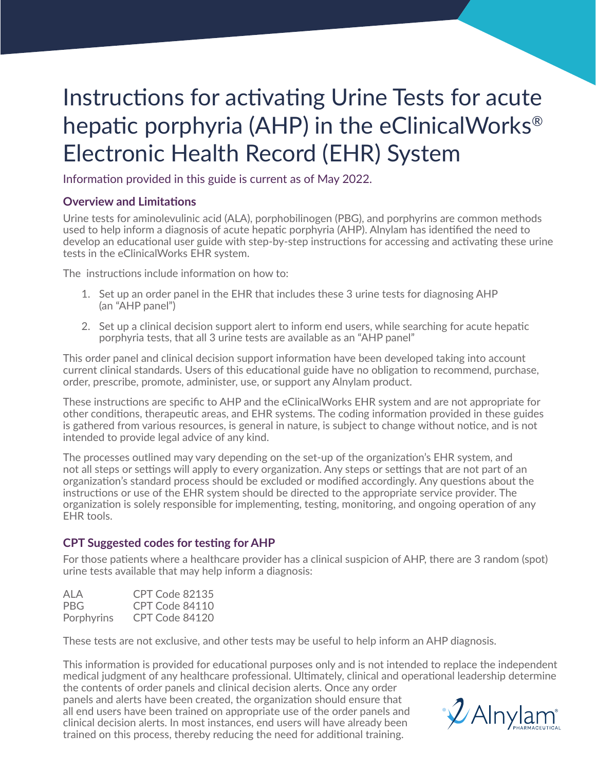# Instructions for activating Urine Tests for acute hepatic porphyria (AHP) in the eClinicalWorks® Electronic Health Record (EHR) System

Information provided in this guide is current as of May 2022.

### Overview and Limitations

Urine tests for aminolevulinic acid (ALA), porphobilinogen (PBG), and porphyrins are common methods used to help inform a diagnosis of acute hepatic porphyria (AHP). Alnylam has identified the need to develop an educational user guide with step-by-step instructions for accessing and activating these urine tests in the eClinicalWorks EHR system.

The instructions include information on how to:

1. Set up an order panel in the EHR that includes these 3 urine tests for diagnosing AHP (an "AHP panel")
2. Set up a clinical decision support alert to inform end users, while searching for acute hepatic porphyria tests, that all 3 urine tests are available as an "AHP panel"

This order panel and clinical decision support information have been developed taking into account current clinical standards. Users of this educational guide have no obligation to recommend, purchase, order, prescribe, promote, administer, use, or support any Alnylam product.

These instructions are specific to AHP and the eClinicalWorks EHR system and are not appropriate for other conditions, therapeutic areas, and EHR systems. The coding information provided in these guides is gathered from various resources, is general in nature, is subject to change without notice, and is not intended to provide legal advice of any kind.

The processes outlined may vary depending on the set-up of the organization's EHR system, and not all steps or settings will apply to every organization. Any steps or settings that are not part of an organization's standard process should be excluded or modified accordingly. Any questions about the instructions or use of the EHR system should be directed to the appropriate service provider. The organization is solely responsible for implementing, testing, monitoring, and ongoing operation of any EHR tools.

### CPT Suggested codes for testing for AHP

For those patients where a healthcare provider has a clinical suspicion of AHP, there are 3 random (spot) urine tests available that may help inform a diagnosis:

| | |
|---|---|
| ALA | CPT Code 82135 |
| PBG | CPT Code 84110 |
| Porphyrins | CPT Code 84120 |

These tests are not exclusive, and other tests may be useful to help inform an AHP diagnosis.

This information is provided for educational purposes only and is not intended to replace the independent medical judgment of any healthcare professional. Ultimately, clinical and operational leadership determine the contents of order panels and clinical decision alerts. Once any order panels and alerts have been created, the organization should ensure that all end users have been trained on appropriate use of the order panels and clinical decision alerts. In most instances, end users will have already been trained on this process, thereby reducing the need for additional training.

Alnylam PHARMACEUTICALS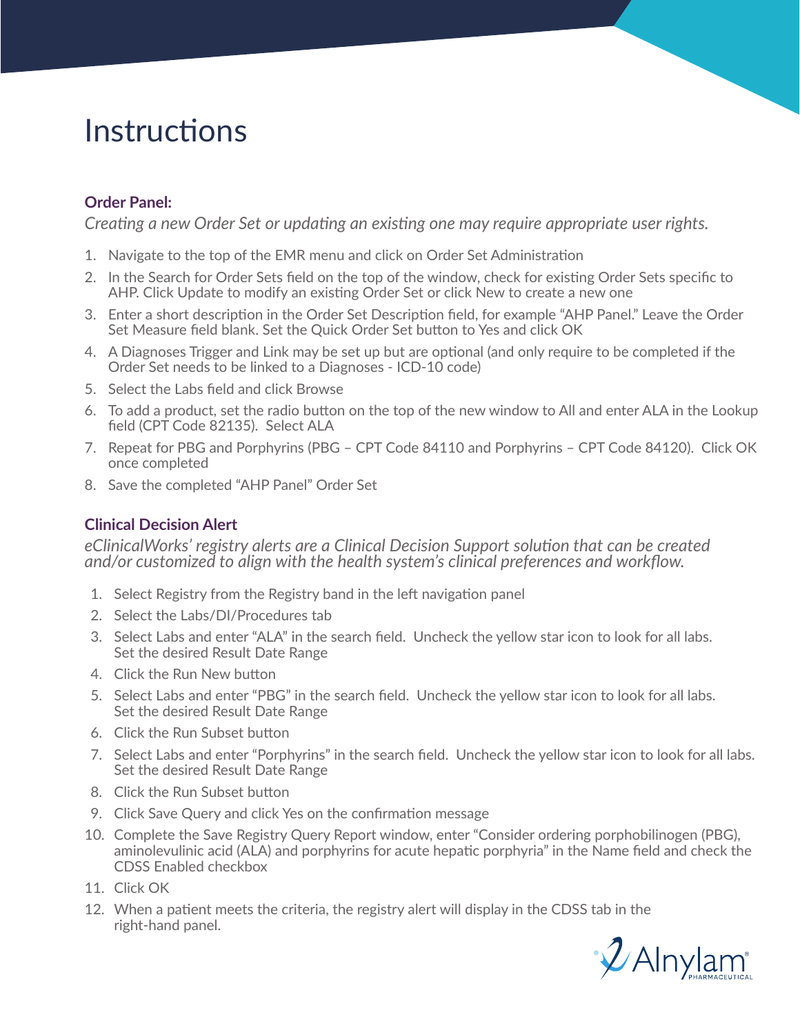# Instructions

### Order Panel:

*Creating a new Order Set or updating an existing one may require appropriate user rights.*

1. Navigate to the top of the EMR menu and click on Order Set Administration
2. In the Search for Order Sets field on the top of the window, check for existing Order Sets specific to AHP. Click Update to modify an existing Order Set or click New to create a new one
3. Enter a short description in the Order Set Description field, for example "AHP Panel." Leave the Order Set Measure field blank. Set the Quick Order Set button to Yes and click OK
4. A Diagnoses Trigger and Link may be set up but are optional (and only require to be completed if the Order Set needs to be linked to a Diagnoses - ICD-10 code)
5. Select the Labs field and click Browse
6. To add a product, set the radio button on the top of the new window to All and enter ALA in the Lookup field (CPT Code 82135). Select ALA
7. Repeat for PBG and Porphyrins (PBG – CPT Code 84110 and Porphyrins – CPT Code 84120). Click OK once completed
8. Save the completed "AHP Panel" Order Set

### Clinical Decision Alert

*eClinicalWorks' registry alerts are a Clinical Decision Support solution that can be created and/or customized to align with the health system's clinical preferences and workflow.*

1. Select Registry from the Registry band in the left navigation panel
2. Select the Labs/DI/Procedures tab
3. Select Labs and enter "ALA" in the search field. Uncheck the yellow star icon to look for all labs. Set the desired Result Date Range
4. Click the Run New button
5. Select Labs and enter "PBG" in the search field. Uncheck the yellow star icon to look for all labs. Set the desired Result Date Range
6. Click the Run Subset button
7. Select Labs and enter "Porphyrins" in the search field. Uncheck the yellow star icon to look for all labs. Set the desired Result Date Range
8. Click the Run Subset button
9. Click Save Query and click Yes on the confirmation message
10. Complete the Save Registry Query Report window, enter "Consider ordering porphobilinogen (PBG), aminolevulinic acid (ALA) and porphyrins for acute hepatic porphyria" in the Name field and check the CDSS Enabled checkbox
11. Click OK
12. When a patient meets the criteria, the registry alert will display in the CDSS tab in the right-hand panel.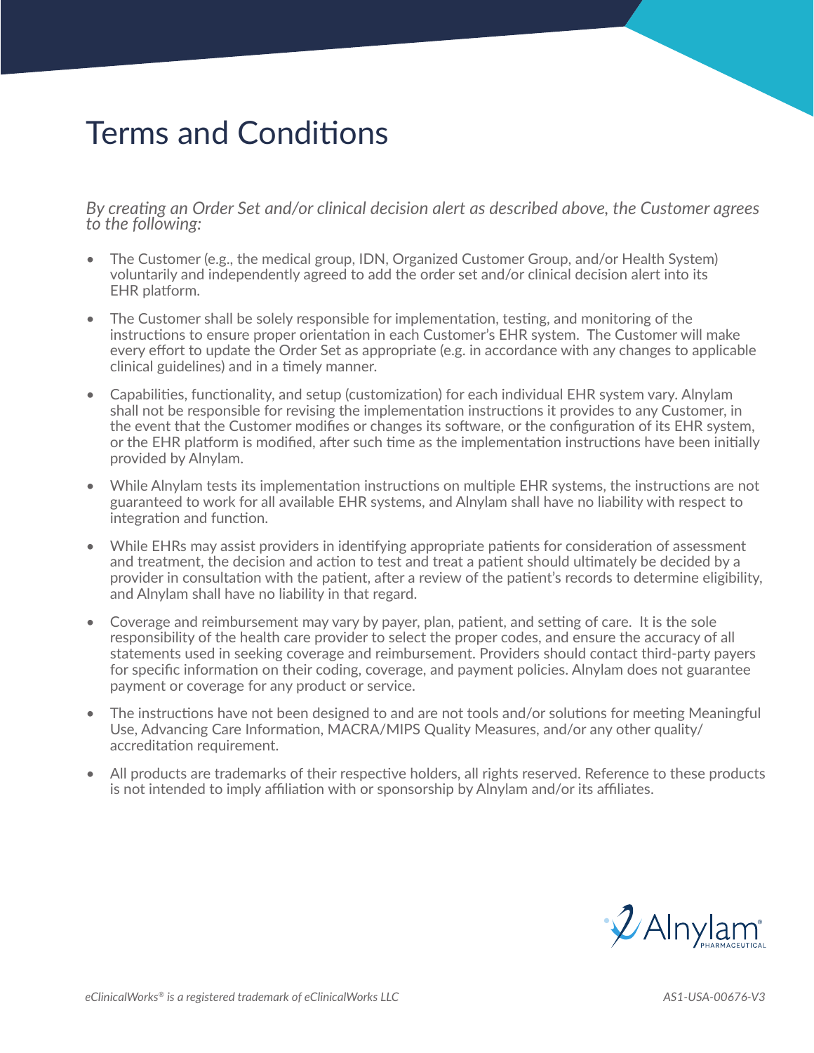# Terms and Conditions

*By creating an Order Set and/or clinical decision alert as described above, the Customer agrees to the following:*

- The Customer (e.g., the medical group, IDN, Organized Customer Group, and/or Health System) voluntarily and independently agreed to add the order set and/or clinical decision alert into its EHR platform.
- The Customer shall be solely responsible for implementation, testing, and monitoring of the instructions to ensure proper orientation in each Customer's EHR system. The Customer will make every effort to update the Order Set as appropriate (e.g. in accordance with any changes to applicable clinical guidelines) and in a timely manner.
- Capabilities, functionality, and setup (customization) for each individual EHR system vary. Alnylam shall not be responsible for revising the implementation instructions it provides to any Customer, in the event that the Customer modifies or changes its software, or the configuration of its EHR system, or the EHR platform is modified, after such time as the implementation instructions have been initially provided by Alnylam.
- While Alnylam tests its implementation instructions on multiple EHR systems, the instructions are not guaranteed to work for all available EHR systems, and Alnylam shall have no liability with respect to integration and function.
- While EHRs may assist providers in identifying appropriate patients for consideration of assessment and treatment, the decision and action to test and treat a patient should ultimately be decided by a provider in consultation with the patient, after a review of the patient's records to determine eligibility, and Alnylam shall have no liability in that regard.
- Coverage and reimbursement may vary by payer, plan, patient, and setting of care. It is the sole responsibility of the health care provider to select the proper codes, and ensure the accuracy of all statements used in seeking coverage and reimbursement. Providers should contact third-party payers for specific information on their coding, coverage, and payment policies. Alnylam does not guarantee payment or coverage for any product or service.
- The instructions have not been designed to and are not tools and/or solutions for meeting Meaningful Use, Advancing Care Information, MACRA/MIPS Quality Measures, and/or any other quality/accreditation requirement.
- All products are trademarks of their respective holders, all rights reserved. Reference to these products is not intended to imply affiliation with or sponsorship by Alnylam and/or its affiliates.

Alnylam PHARMACEUTICALS

*eClinicalWorks® is a registered trademark of eClinicalWorks LLC*

*AS1-USA-00676-V3*